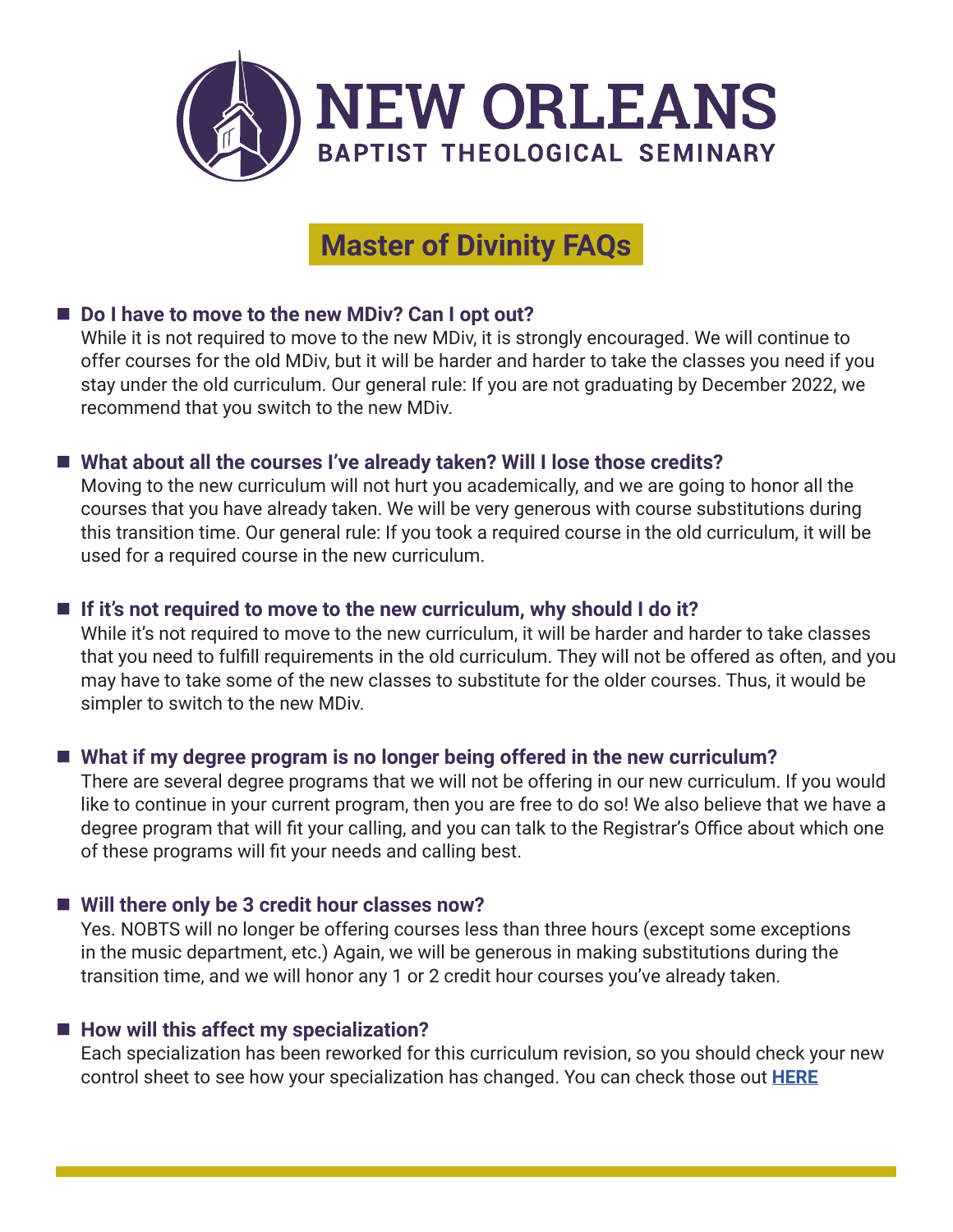# NEW ORLEANS BAPTIST THEOLOGICAL SEMINARY

## Master of Divinity FAQs

- **Do I have to move to the new MDiv? Can I opt out?**
  While it is not required to move to the new MDiv, it is strongly encouraged. We will continue to offer courses for the old MDiv, but it will be harder and harder to take the classes you need if you stay under the old curriculum. Our general rule: If you are not graduating by December 2022, we recommend that you switch to the new MDiv.

- **What about all the courses I've already taken? Will I lose those credits?**
  Moving to the new curriculum will not hurt you academically, and we are going to honor all the courses that you have already taken. We will be very generous with course substitutions during this transition time. Our general rule: If you took a required course in the old curriculum, it will be used for a required course in the new curriculum.

- **If it's not required to move to the new curriculum, why should I do it?**
  While it's not required to move to the new curriculum, it will be harder and harder to take classes that you need to fulfill requirements in the old curriculum. They will not be offered as often, and you may have to take some of the new classes to substitute for the older courses. Thus, it would be simpler to switch to the new MDiv.

- **What if my degree program is no longer being offered in the new curriculum?**
  There are several degree programs that we will not be offering in our new curriculum. If you would like to continue in your current program, then you are free to do so! We also believe that we have a degree program that will fit your calling, and you can talk to the Registrar's Office about which one of these programs will fit your needs and calling best.

- **Will there only be 3 credit hour classes now?**
  Yes. NOBTS will no longer be offering courses less than three hours (except some exceptions in the music department, etc.) Again, we will be generous in making substitutions during the transition time, and we will honor any 1 or 2 credit hour courses you've already taken.

- **How will this affect my specialization?**
  Each specialization has been reworked for this curriculum revision, so you should check your new control sheet to see how your specialization has changed. You can check those out **HERE**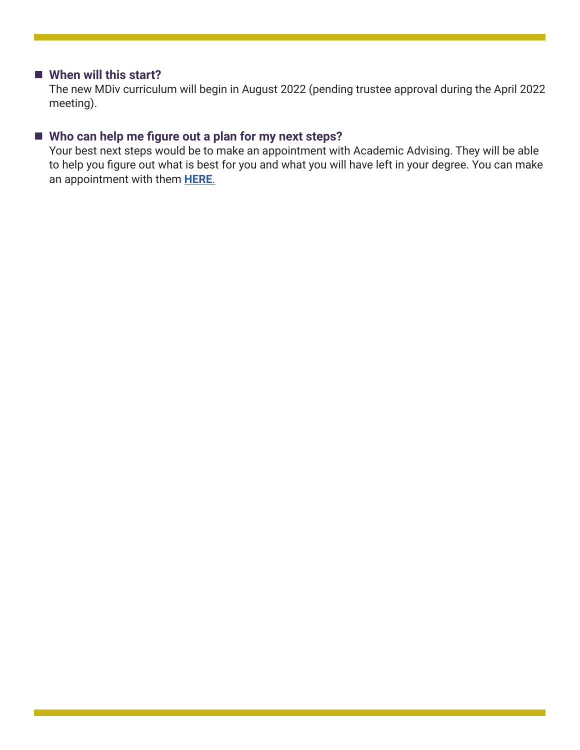- **When will this start?**
  The new MDiv curriculum will begin in August 2022 (pending trustee approval during the April 2022 meeting).

- **Who can help me figure out a plan for my next steps?**
  Your best next steps would be to make an appointment with Academic Advising. They will be able to help you figure out what is best for you and what you will have left in your degree. You can make an appointment with them **HERE**.